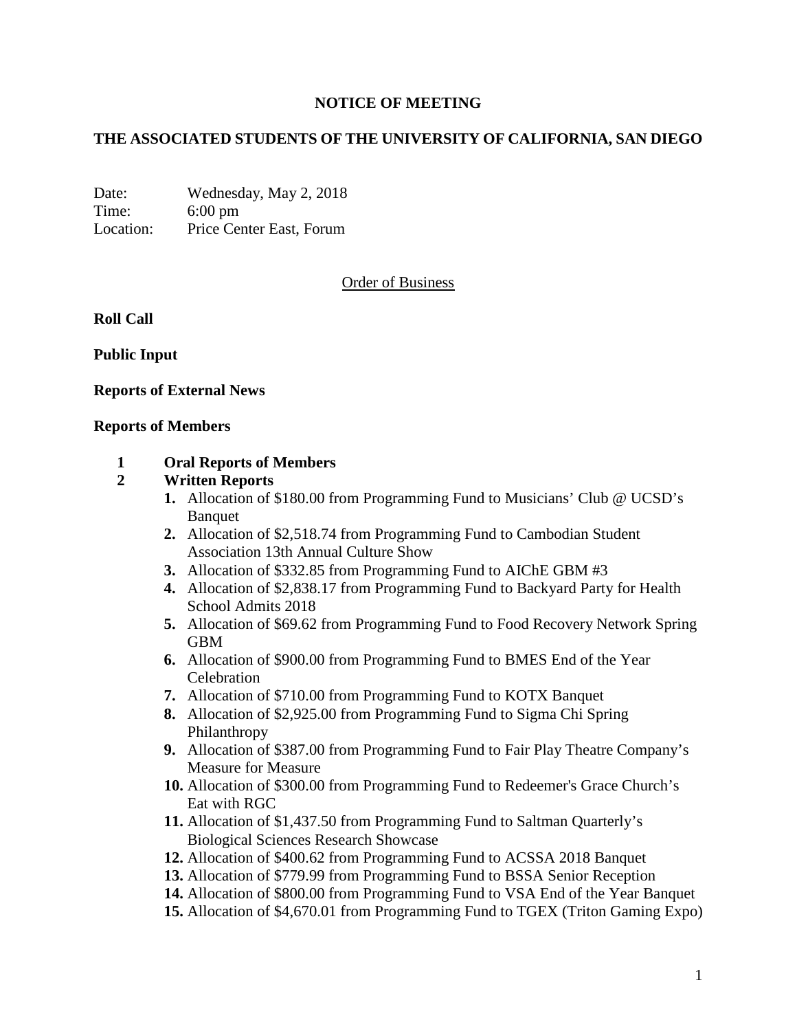# NOTICE OF MEETING

## THE ASSOCIATED STUDENTS OF THE UNIVERSITY OF CALIFORNIA, SAN DIEGO

Date: Wednesday, May 2, 2018
Time: 6:00 pm
Location: Price Center East, Forum

Order of Business

**Roll Call**

**Public Input**

**Reports of External News**

**Reports of Members**

**1 Oral Reports of Members**

**2 Written Reports**

1. Allocation of $180.00 from Programming Fund to Musicians' Club @ UCSD's Banquet
2. Allocation of $2,518.74 from Programming Fund to Cambodian Student Association 13th Annual Culture Show
3. Allocation of $332.85 from Programming Fund to AIChE GBM #3
4. Allocation of $2,838.17 from Programming Fund to Backyard Party for Health School Admits 2018
5. Allocation of $69.62 from Programming Fund to Food Recovery Network Spring GBM
6. Allocation of $900.00 from Programming Fund to BMES End of the Year Celebration
7. Allocation of $710.00 from Programming Fund to KOTX Banquet
8. Allocation of $2,925.00 from Programming Fund to Sigma Chi Spring Philanthropy
9. Allocation of $387.00 from Programming Fund to Fair Play Theatre Company's Measure for Measure
10. Allocation of $300.00 from Programming Fund to Redeemer's Grace Church's Eat with RGC
11. Allocation of $1,437.50 from Programming Fund to Saltman Quarterly's Biological Sciences Research Showcase
12. Allocation of $400.62 from Programming Fund to ACSSA 2018 Banquet
13. Allocation of $779.99 from Programming Fund to BSSA Senior Reception
14. Allocation of $800.00 from Programming Fund to VSA End of the Year Banquet
15. Allocation of $4,670.01 from Programming Fund to TGEX (Triton Gaming Expo)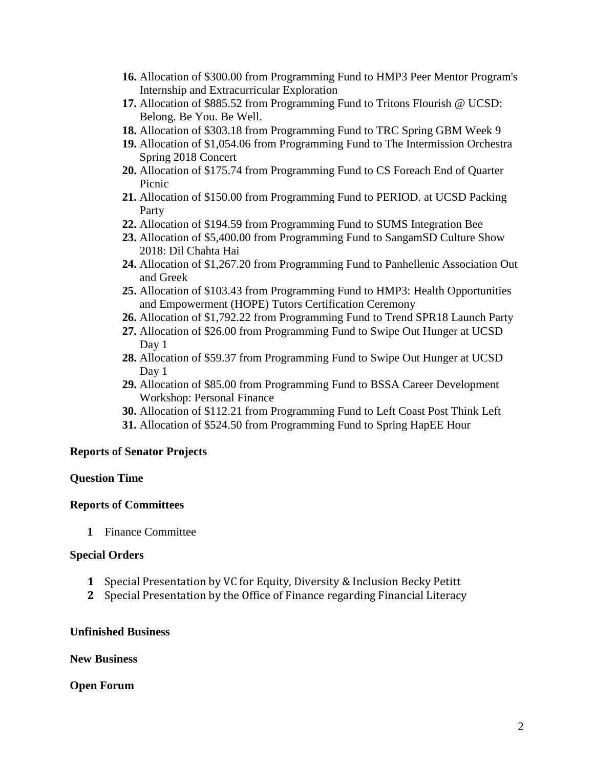16. Allocation of $300.00 from Programming Fund to HMP3 Peer Mentor Program's Internship and Extracurricular Exploration
17. Allocation of $885.52 from Programming Fund to Tritons Flourish @ UCSD: Belong. Be You. Be Well.
18. Allocation of $303.18 from Programming Fund to TRC Spring GBM Week 9
19. Allocation of $1,054.06 from Programming Fund to The Intermission Orchestra Spring 2018 Concert
20. Allocation of $175.74 from Programming Fund to CS Foreach End of Quarter Picnic
21. Allocation of $150.00 from Programming Fund to PERIOD. at UCSD Packing Party
22. Allocation of $194.59 from Programming Fund to SUMS Integration Bee
23. Allocation of $5,400.00 from Programming Fund to SangamSD Culture Show 2018: Dil Chahta Hai
24. Allocation of $1,267.20 from Programming Fund to Panhellenic Association Out and Greek
25. Allocation of $103.43 from Programming Fund to HMP3: Health Opportunities and Empowerment (HOPE) Tutors Certification Ceremony
26. Allocation of $1,792.22 from Programming Fund to Trend SPR18 Launch Party
27. Allocation of $26.00 from Programming Fund to Swipe Out Hunger at UCSD Day 1
28. Allocation of $59.37 from Programming Fund to Swipe Out Hunger at UCSD Day 1
29. Allocation of $85.00 from Programming Fund to BSSA Career Development Workshop: Personal Finance
30. Allocation of $112.21 from Programming Fund to Left Coast Post Think Left
31. Allocation of $524.50 from Programming Fund to Spring HapEE Hour

**Reports of Senator Projects**

**Question Time**

**Reports of Committees**

1. Finance Committee

**Special Orders**

1. Special Presentation by VC for Equity, Diversity & Inclusion Becky Petitt
2. Special Presentation by the Office of Finance regarding Financial Literacy

**Unfinished Business**

**New Business**

**Open Forum**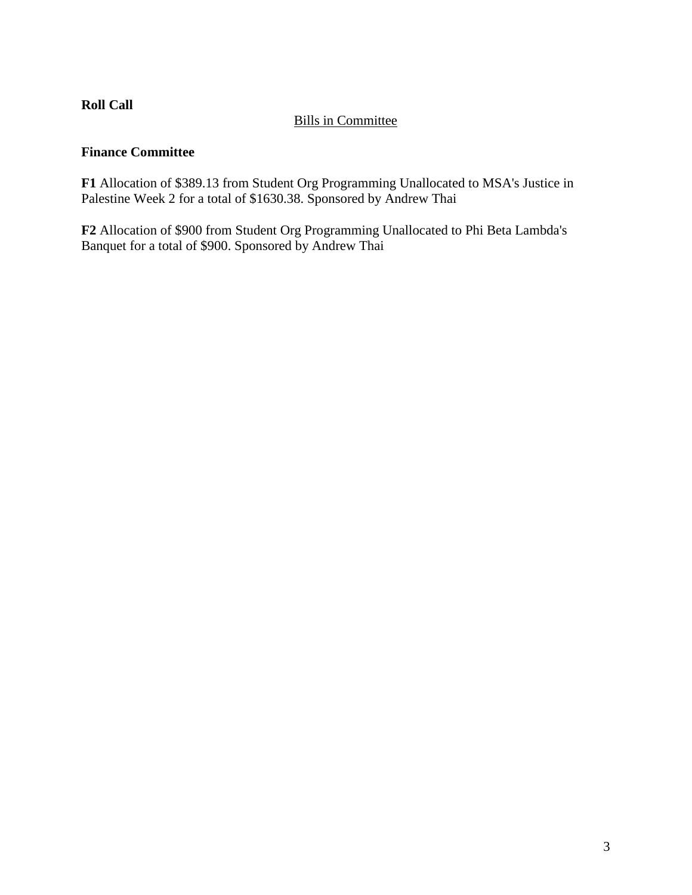**Roll Call**

Bills in Committee

**Finance Committee**

**F1** Allocation of $389.13 from Student Org Programming Unallocated to MSA's Justice in Palestine Week 2 for a total of $1630.38. Sponsored by Andrew Thai

**F2** Allocation of $900 from Student Org Programming Unallocated to Phi Beta Lambda's Banquet for a total of $900. Sponsored by Andrew Thai